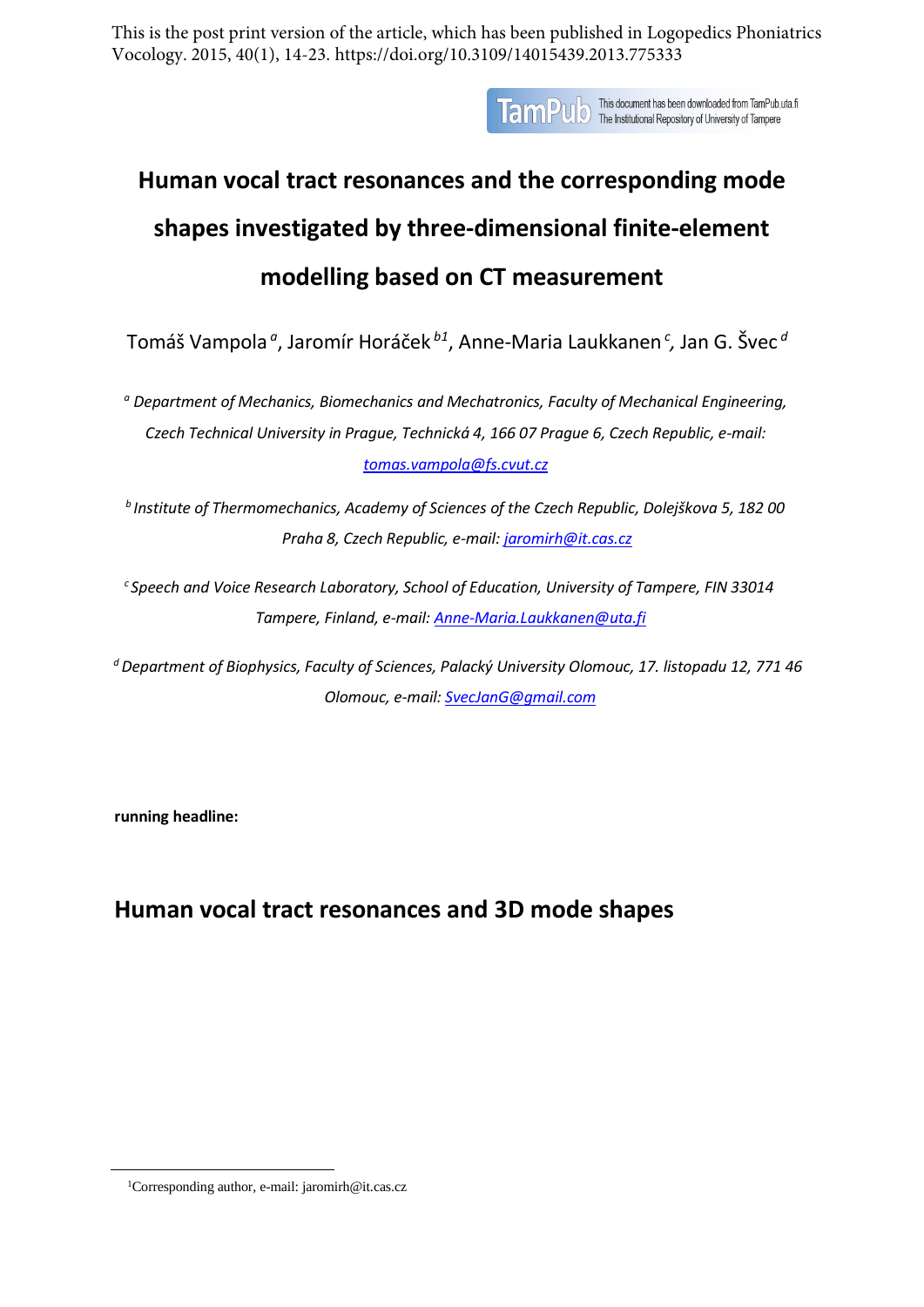This is the post print version of the article, which has been published in Logopedics Phoniatrics Vocology. 2015, 40(1), 14-23. https://doi.org/10.3109/14015439.2013.775333

TamPub This document has been downloaded from TamPub.uta.fi The Institutional Repository of University of Tampere

# Human vocal tract resonances and the corresponding mode shapes investigated by three-dimensional finite-element modelling based on CT measurement

Tomáš Vampola [a], Jaromír Horáček [b1], Anne-Maria Laukkanen [c], Jan G. Švec [d]

[a] *Department of Mechanics, Biomechanics and Mechatronics, Faculty of Mechanical Engineering, Czech Technical University in Prague, Technická 4, 166 07 Prague 6, Czech Republic, e-mail: tomas.vampola@fs.cvut.cz*

[b] *Institute of Thermomechanics, Academy of Sciences of the Czech Republic, Dolejškova 5, 182 00 Praha 8, Czech Republic, e-mail: jaromirh@it.cas.cz*

[c] *Speech and Voice Research Laboratory, School of Education, University of Tampere, FIN 33014 Tampere, Finland, e-mail: Anne-Maria.Laukkanen@uta.fi*

[d] *Department of Biophysics, Faculty of Sciences, Palacký University Olomouc, 17. listopadu 12, 771 46 Olomouc, e-mail: SvecJanG@gmail.com*

**running headline:**

## Human vocal tract resonances and 3D mode shapes

[1]Corresponding author, e-mail: jaromirh@it.cas.cz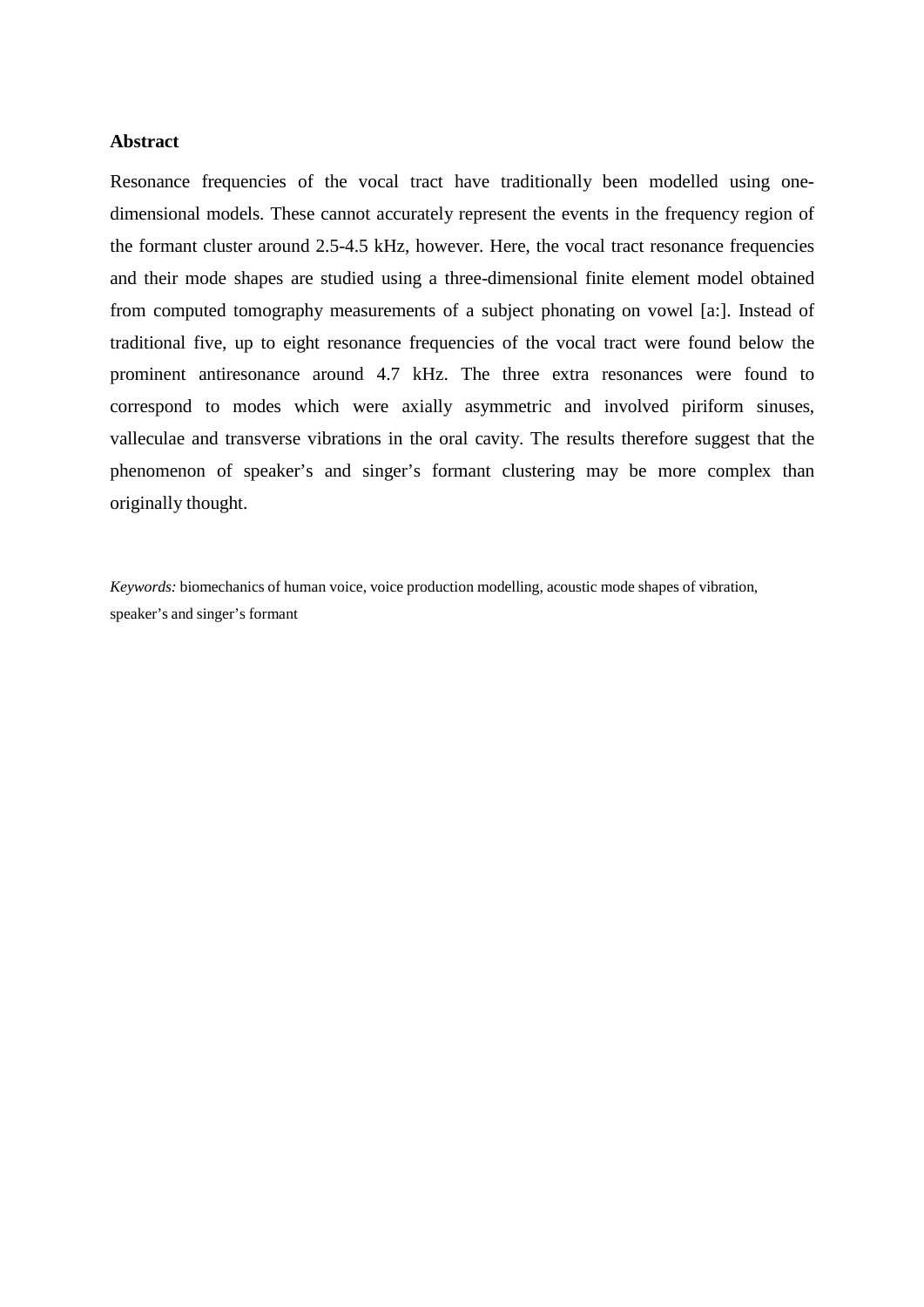## Abstract

Resonance frequencies of the vocal tract have traditionally been modelled using one-dimensional models. These cannot accurately represent the events in the frequency region of the formant cluster around 2.5-4.5 kHz, however. Here, the vocal tract resonance frequencies and their mode shapes are studied using a three-dimensional finite element model obtained from computed tomography measurements of a subject phonating on vowel [a:]. Instead of traditional five, up to eight resonance frequencies of the vocal tract were found below the prominent antiresonance around 4.7 kHz. The three extra resonances were found to correspond to modes which were axially asymmetric and involved piriform sinuses, valleculae and transverse vibrations in the oral cavity. The results therefore suggest that the phenomenon of speaker's and singer's formant clustering may be more complex than originally thought.

*Keywords:* biomechanics of human voice, voice production modelling, acoustic mode shapes of vibration, speaker's and singer's formant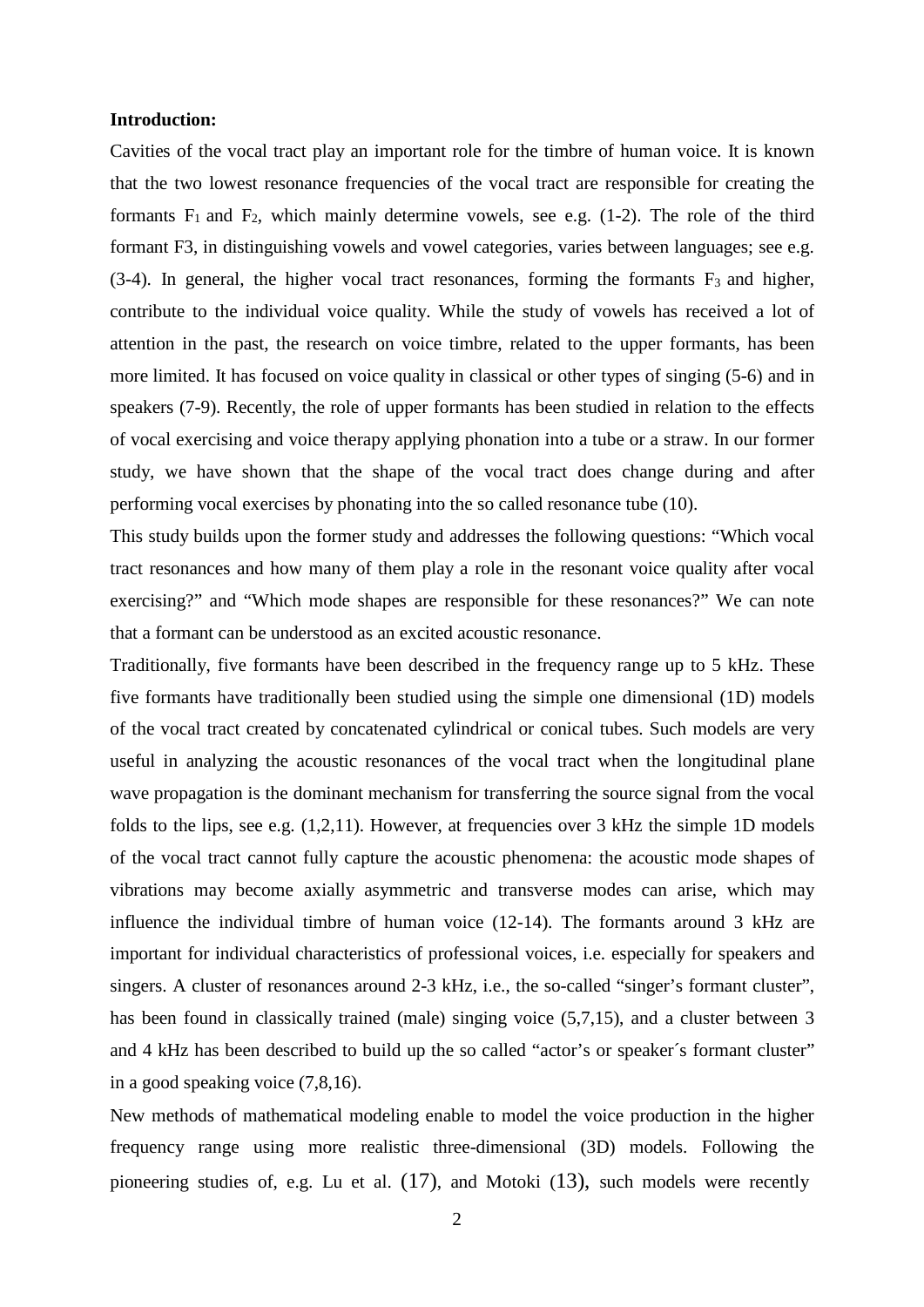**Introduction:**

Cavities of the vocal tract play an important role for the timbre of human voice. It is known that the two lowest resonance frequencies of the vocal tract are responsible for creating the formants $F_1$ and $F_2$, which mainly determine vowels, see e.g. (1-2). The role of the third formant F3, in distinguishing vowels and vowel categories, varies between languages; see e.g. (3-4). In general, the higher vocal tract resonances, forming the formants $F_3$ and higher, contribute to the individual voice quality. While the study of vowels has received a lot of attention in the past, the research on voice timbre, related to the upper formants, has been more limited. It has focused on voice quality in classical or other types of singing (5-6) and in speakers (7-9). Recently, the role of upper formants has been studied in relation to the effects of vocal exercising and voice therapy applying phonation into a tube or a straw. In our former study, we have shown that the shape of the vocal tract does change during and after performing vocal exercises by phonating into the so called resonance tube (10).

This study builds upon the former study and addresses the following questions: "Which vocal tract resonances and how many of them play a role in the resonant voice quality after vocal exercising?" and "Which mode shapes are responsible for these resonances?" We can note that a formant can be understood as an excited acoustic resonance.

Traditionally, five formants have been described in the frequency range up to 5 kHz. These five formants have traditionally been studied using the simple one dimensional (1D) models of the vocal tract created by concatenated cylindrical or conical tubes. Such models are very useful in analyzing the acoustic resonances of the vocal tract when the longitudinal plane wave propagation is the dominant mechanism for transferring the source signal from the vocal folds to the lips, see e.g. (1,2,11). However, at frequencies over 3 kHz the simple 1D models of the vocal tract cannot fully capture the acoustic phenomena: the acoustic mode shapes of vibrations may become axially asymmetric and transverse modes can arise, which may influence the individual timbre of human voice (12-14). The formants around 3 kHz are important for individual characteristics of professional voices, i.e. especially for speakers and singers. A cluster of resonances around 2-3 kHz, i.e., the so-called "singer's formant cluster", has been found in classically trained (male) singing voice (5,7,15), and a cluster between 3 and 4 kHz has been described to build up the so called "actor's or speaker´s formant cluster" in a good speaking voice (7,8,16).

New methods of mathematical modeling enable to model the voice production in the higher frequency range using more realistic three-dimensional (3D) models. Following the pioneering studies of, e.g. Lu et al. (17), and Motoki (13), such models were recently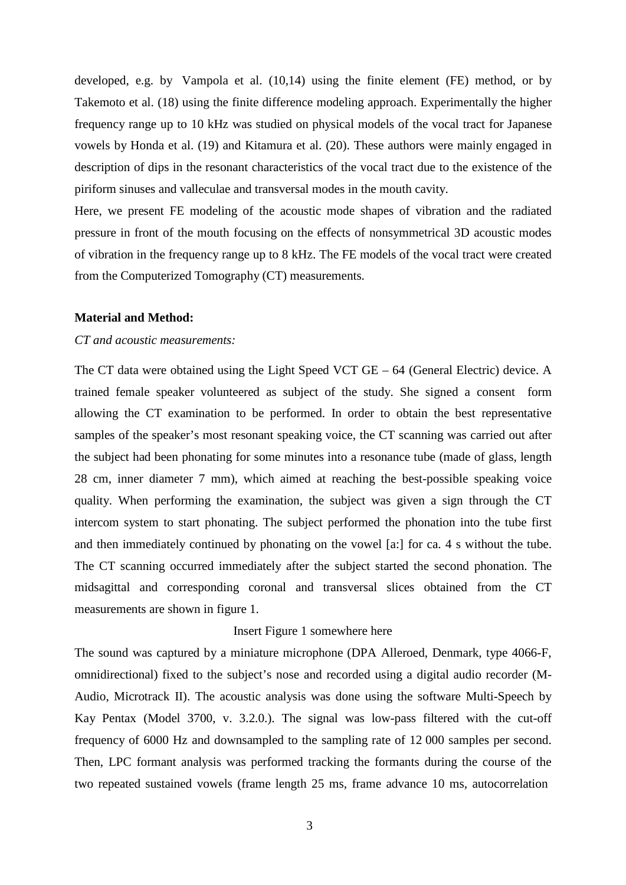developed, e.g. by Vampola et al. (10,14) using the finite element (FE) method, or by Takemoto et al. (18) using the finite difference modeling approach. Experimentally the higher frequency range up to 10 kHz was studied on physical models of the vocal tract for Japanese vowels by Honda et al. (19) and Kitamura et al. (20). These authors were mainly engaged in description of dips in the resonant characteristics of the vocal tract due to the existence of the piriform sinuses and valleculae and transversal modes in the mouth cavity.

Here, we present FE modeling of the acoustic mode shapes of vibration and the radiated pressure in front of the mouth focusing on the effects of nonsymmetrical 3D acoustic modes of vibration in the frequency range up to 8 kHz. The FE models of the vocal tract were created from the Computerized Tomography (CT) measurements.

**Material and Method:**

*CT and acoustic measurements:*

The CT data were obtained using the Light Speed VCT GE – 64 (General Electric) device. A trained female speaker volunteered as subject of the study. She signed a consent form allowing the CT examination to be performed. In order to obtain the best representative samples of the speaker's most resonant speaking voice, the CT scanning was carried out after the subject had been phonating for some minutes into a resonance tube (made of glass, length 28 cm, inner diameter 7 mm), which aimed at reaching the best-possible speaking voice quality. When performing the examination, the subject was given a sign through the CT intercom system to start phonating. The subject performed the phonation into the tube first and then immediately continued by phonating on the vowel [a:] for ca. 4 s without the tube. The CT scanning occurred immediately after the subject started the second phonation. The midsagittal and corresponding coronal and transversal slices obtained from the CT measurements are shown in figure 1.

Insert Figure 1 somewhere here

The sound was captured by a miniature microphone (DPA Alleroed, Denmark, type 4066-F, omnidirectional) fixed to the subject's nose and recorded using a digital audio recorder (M-Audio, Microtrack II). The acoustic analysis was done using the software Multi-Speech by Kay Pentax (Model 3700, v. 3.2.0.). The signal was low-pass filtered with the cut-off frequency of 6000 Hz and downsampled to the sampling rate of 12 000 samples per second. Then, LPC formant analysis was performed tracking the formants during the course of the two repeated sustained vowels (frame length 25 ms, frame advance 10 ms, autocorrelation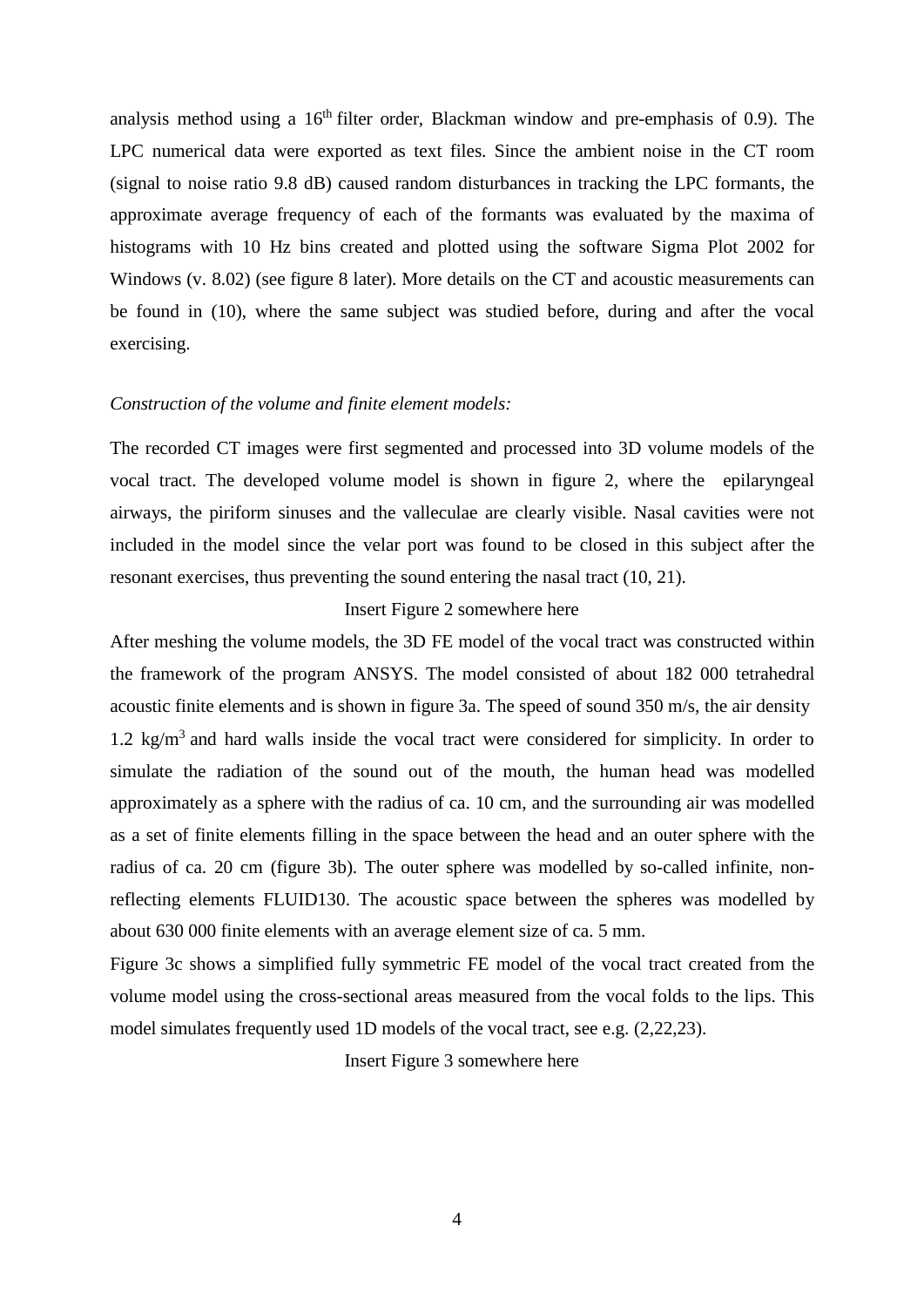analysis method using a $16^{th}$ filter order, Blackman window and pre-emphasis of 0.9). The LPC numerical data were exported as text files. Since the ambient noise in the CT room (signal to noise ratio 9.8 dB) caused random disturbances in tracking the LPC formants, the approximate average frequency of each of the formants was evaluated by the maxima of histograms with 10 Hz bins created and plotted using the software Sigma Plot 2002 for Windows (v. 8.02) (see figure 8 later). More details on the CT and acoustic measurements can be found in (10), where the same subject was studied before, during and after the vocal exercising.

*Construction of the volume and finite element models:*

The recorded CT images were first segmented and processed into 3D volume models of the vocal tract. The developed volume model is shown in figure 2, where the epilaryngeal airways, the piriform sinuses and the valleculae are clearly visible. Nasal cavities were not included in the model since the velar port was found to be closed in this subject after the resonant exercises, thus preventing the sound entering the nasal tract (10, 21).

Insert Figure 2 somewhere here

After meshing the volume models, the 3D FE model of the vocal tract was constructed within the framework of the program ANSYS. The model consisted of about 182 000 tetrahedral acoustic finite elements and is shown in figure 3a. The speed of sound 350 m/s, the air density 1.2 kg/m$^3$ and hard walls inside the vocal tract were considered for simplicity. In order to simulate the radiation of the sound out of the mouth, the human head was modelled approximately as a sphere with the radius of ca. 10 cm, and the surrounding air was modelled as a set of finite elements filling in the space between the head and an outer sphere with the radius of ca. 20 cm (figure 3b). The outer sphere was modelled by so-called infinite, non-reflecting elements FLUID130. The acoustic space between the spheres was modelled by about 630 000 finite elements with an average element size of ca. 5 mm.

Figure 3c shows a simplified fully symmetric FE model of the vocal tract created from the volume model using the cross-sectional areas measured from the vocal folds to the lips. This model simulates frequently used 1D models of the vocal tract, see e.g. (2,22,23).

Insert Figure 3 somewhere here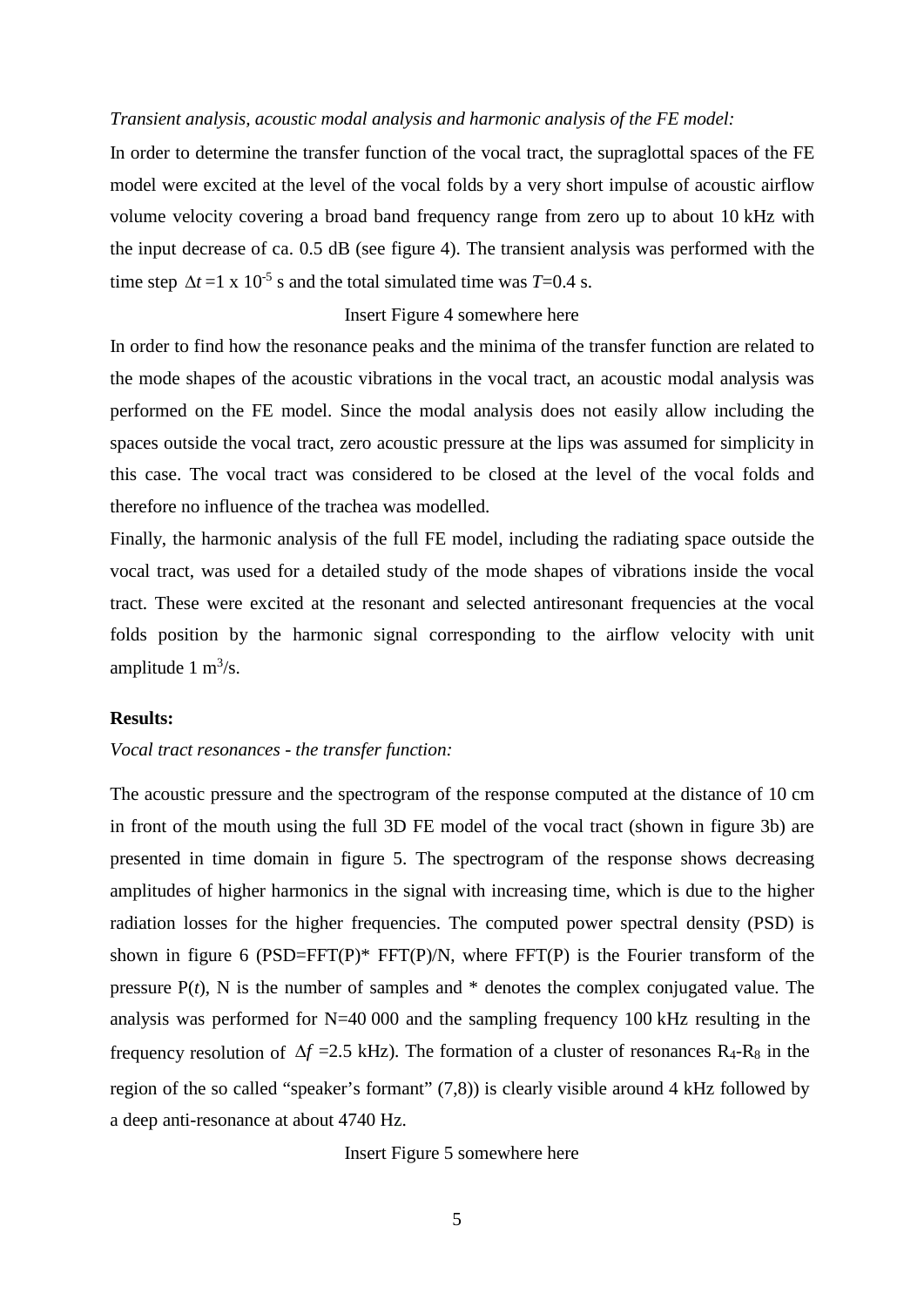*Transient analysis, acoustic modal analysis and harmonic analysis of the FE model:*

In order to determine the transfer function of the vocal tract, the supraglottal spaces of the FE model were excited at the level of the vocal folds by a very short impulse of acoustic airflow volume velocity covering a broad band frequency range from zero up to about 10 kHz with the input decrease of ca. 0.5 dB (see figure 4). The transient analysis was performed with the time step $\Delta t = 1 \times 10^{-5}$ s and the total simulated time was $T$=0.4 s.

Insert Figure 4 somewhere here

In order to find how the resonance peaks and the minima of the transfer function are related to the mode shapes of the acoustic vibrations in the vocal tract, an acoustic modal analysis was performed on the FE model. Since the modal analysis does not easily allow including the spaces outside the vocal tract, zero acoustic pressure at the lips was assumed for simplicity in this case. The vocal tract was considered to be closed at the level of the vocal folds and therefore no influence of the trachea was modelled.

Finally, the harmonic analysis of the full FE model, including the radiating space outside the vocal tract, was used for a detailed study of the mode shapes of vibrations inside the vocal tract. These were excited at the resonant and selected antiresonant frequencies at the vocal folds position by the harmonic signal corresponding to the airflow velocity with unit amplitude 1 $m^3$/s.

**Results:**

*Vocal tract resonances - the transfer function:*

The acoustic pressure and the spectrogram of the response computed at the distance of 10 cm in front of the mouth using the full 3D FE model of the vocal tract (shown in figure 3b) are presented in time domain in figure 5. The spectrogram of the response shows decreasing amplitudes of higher harmonics in the signal with increasing time, which is due to the higher radiation losses for the higher frequencies. The computed power spectral density (PSD) is shown in figure 6 (PSD=FFT(P)* FFT(P)/N, where FFT(P) is the Fourier transform of the pressure P($t$), N is the number of samples and * denotes the complex conjugated value. The analysis was performed for N=40 000 and the sampling frequency 100 kHz resulting in the frequency resolution of $\Delta f$ =2.5 kHz). The formation of a cluster of resonances $R_4$-$R_8$ in the region of the so called "speaker's formant" (7,8)) is clearly visible around 4 kHz followed by a deep anti-resonance at about 4740 Hz.

Insert Figure 5 somewhere here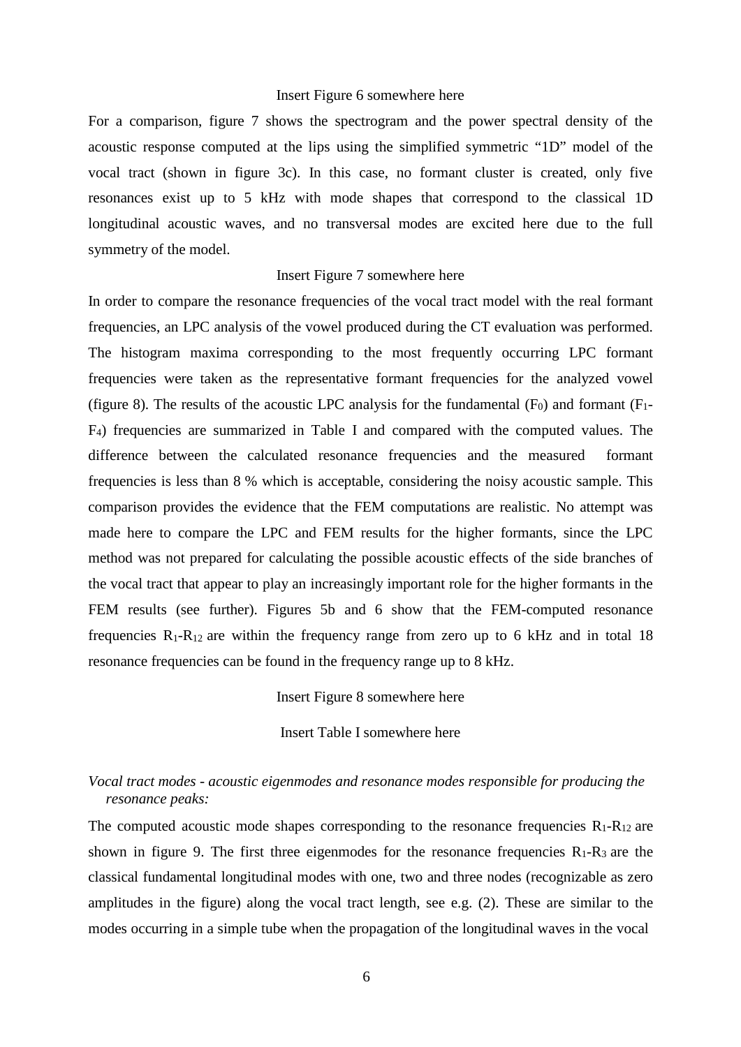Insert Figure 6 somewhere here

For a comparison, figure 7 shows the spectrogram and the power spectral density of the acoustic response computed at the lips using the simplified symmetric "1D" model of the vocal tract (shown in figure 3c). In this case, no formant cluster is created, only five resonances exist up to 5 kHz with mode shapes that correspond to the classical 1D longitudinal acoustic waves, and no transversal modes are excited here due to the full symmetry of the model.

Insert Figure 7 somewhere here

In order to compare the resonance frequencies of the vocal tract model with the real formant frequencies, an LPC analysis of the vowel produced during the CT evaluation was performed. The histogram maxima corresponding to the most frequently occurring LPC formant frequencies were taken as the representative formant frequencies for the analyzed vowel (figure 8). The results of the acoustic LPC analysis for the fundamental ($F_0$) and formant ($F_1$-$F_4$) frequencies are summarized in Table I and compared with the computed values. The difference between the calculated resonance frequencies and the measured formant frequencies is less than 8 % which is acceptable, considering the noisy acoustic sample. This comparison provides the evidence that the FEM computations are realistic. No attempt was made here to compare the LPC and FEM results for the higher formants, since the LPC method was not prepared for calculating the possible acoustic effects of the side branches of the vocal tract that appear to play an increasingly important role for the higher formants in the FEM results (see further). Figures 5b and 6 show that the FEM-computed resonance frequencies $R_1$-$R_{12}$ are within the frequency range from zero up to 6 kHz and in total 18 resonance frequencies can be found in the frequency range up to 8 kHz.

Insert Figure 8 somewhere here

Insert Table I somewhere here

*Vocal tract modes - acoustic eigenmodes and resonance modes responsible for producing the resonance peaks:*

The computed acoustic mode shapes corresponding to the resonance frequencies $R_1$-$R_{12}$ are shown in figure 9. The first three eigenmodes for the resonance frequencies $R_1$-$R_3$ are the classical fundamental longitudinal modes with one, two and three nodes (recognizable as zero amplitudes in the figure) along the vocal tract length, see e.g. (2). These are similar to the modes occurring in a simple tube when the propagation of the longitudinal waves in the vocal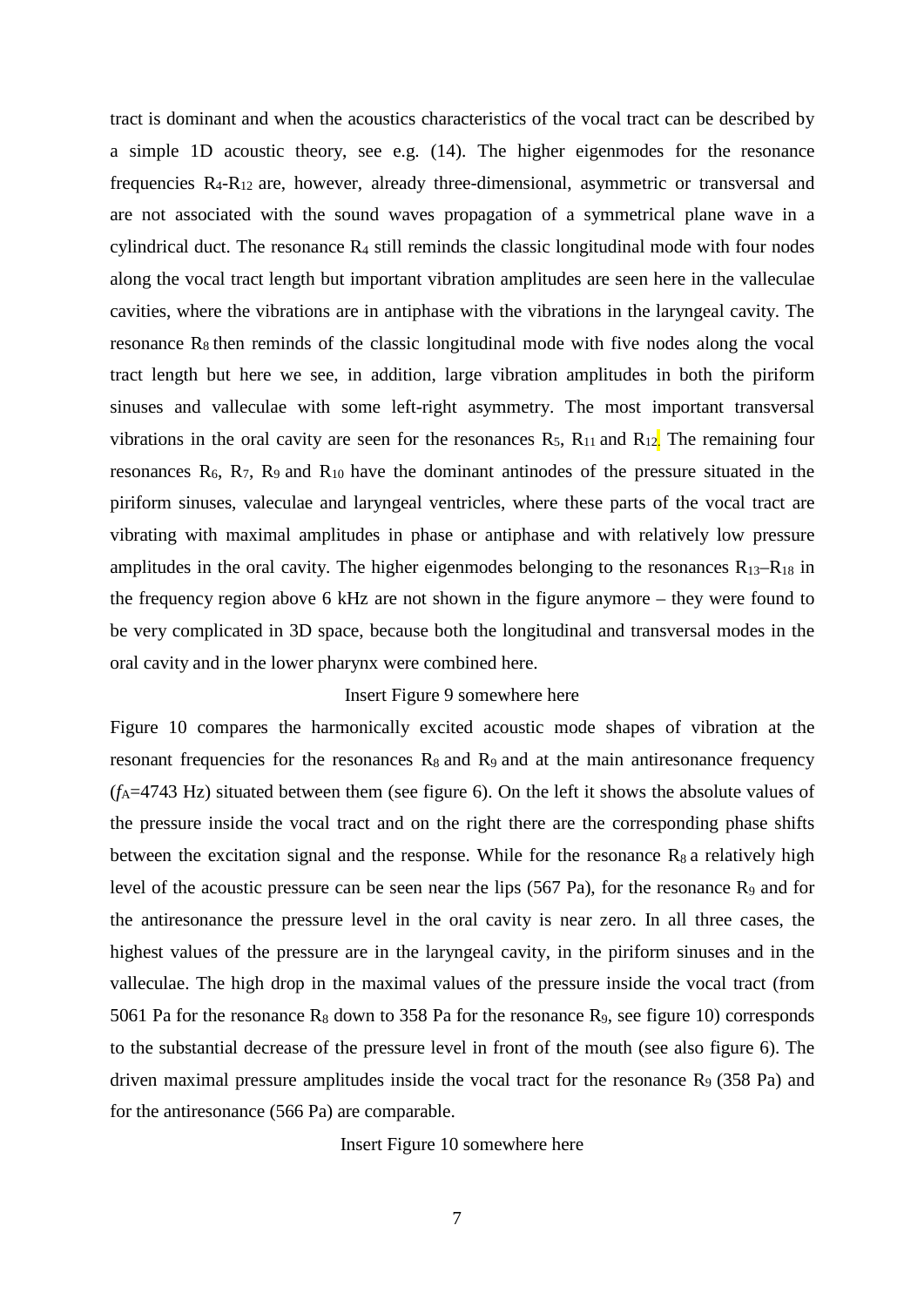tract is dominant and when the acoustics characteristics of the vocal tract can be described by a simple 1D acoustic theory, see e.g. (14). The higher eigenmodes for the resonance frequencies $R_4$-$R_{12}$ are, however, already three-dimensional, asymmetric or transversal and are not associated with the sound waves propagation of a symmetrical plane wave in a cylindrical duct. The resonance $R_4$ still reminds the classic longitudinal mode with four nodes along the vocal tract length but important vibration amplitudes are seen here in the valleculae cavities, where the vibrations are in antiphase with the vibrations in the laryngeal cavity. The resonance $R_8$ then reminds of the classic longitudinal mode with five nodes along the vocal tract length but here we see, in addition, large vibration amplitudes in both the piriform sinuses and valleculae with some left-right asymmetry. The most important transversal vibrations in the oral cavity are seen for the resonances $R_5$, $R_{11}$ and $R_{12}$. The remaining four resonances $R_6$, $R_7$, $R_9$ and $R_{10}$ have the dominant antinodes of the pressure situated in the piriform sinuses, valeculae and laryngeal ventricles, where these parts of the vocal tract are vibrating with maximal amplitudes in phase or antiphase and with relatively low pressure amplitudes in the oral cavity. The higher eigenmodes belonging to the resonances $R_{13}$–$R_{18}$ in the frequency region above 6 kHz are not shown in the figure anymore – they were found to be very complicated in 3D space, because both the longitudinal and transversal modes in the oral cavity and in the lower pharynx were combined here.

Insert Figure 9 somewhere here

Figure 10 compares the harmonically excited acoustic mode shapes of vibration at the resonant frequencies for the resonances $R_8$ and $R_9$ and at the main antiresonance frequency ($f_A$=4743 Hz) situated between them (see figure 6). On the left it shows the absolute values of the pressure inside the vocal tract and on the right there are the corresponding phase shifts between the excitation signal and the response. While for the resonance $R_8$ a relatively high level of the acoustic pressure can be seen near the lips (567 Pa), for the resonance $R_9$ and for the antiresonance the pressure level in the oral cavity is near zero. In all three cases, the highest values of the pressure are in the laryngeal cavity, in the piriform sinuses and in the valleculae. The high drop in the maximal values of the pressure inside the vocal tract (from 5061 Pa for the resonance $R_8$ down to 358 Pa for the resonance $R_9$, see figure 10) corresponds to the substantial decrease of the pressure level in front of the mouth (see also figure 6). The driven maximal pressure amplitudes inside the vocal tract for the resonance $R_9$ (358 Pa) and for the antiresonance (566 Pa) are comparable.

Insert Figure 10 somewhere here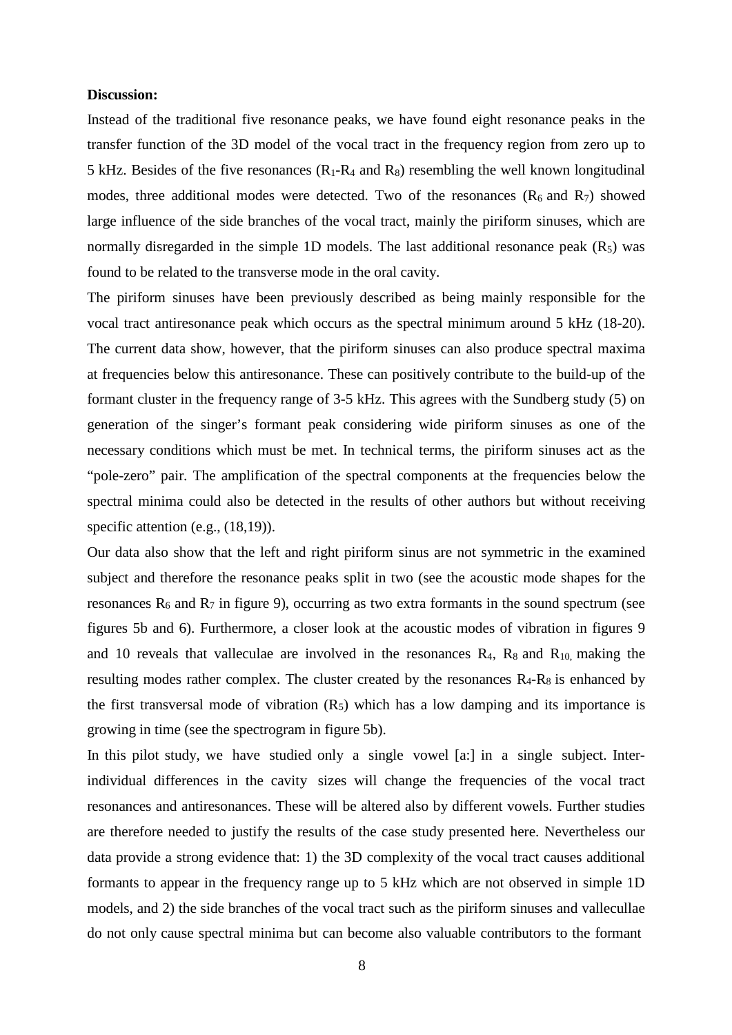**Discussion:**

Instead of the traditional five resonance peaks, we have found eight resonance peaks in the transfer function of the 3D model of the vocal tract in the frequency region from zero up to 5 kHz. Besides of the five resonances ($R_1$-$R_4$ and $R_8$) resembling the well known longitudinal modes, three additional modes were detected. Two of the resonances ($R_6$ and $R_7$) showed large influence of the side branches of the vocal tract, mainly the piriform sinuses, which are normally disregarded in the simple 1D models. The last additional resonance peak ($R_5$) was found to be related to the transverse mode in the oral cavity.

The piriform sinuses have been previously described as being mainly responsible for the vocal tract antiresonance peak which occurs as the spectral minimum around 5 kHz (18-20). The current data show, however, that the piriform sinuses can also produce spectral maxima at frequencies below this antiresonance. These can positively contribute to the build-up of the formant cluster in the frequency range of 3-5 kHz. This agrees with the Sundberg study (5) on generation of the singer's formant peak considering wide piriform sinuses as one of the necessary conditions which must be met. In technical terms, the piriform sinuses act as the "pole-zero" pair. The amplification of the spectral components at the frequencies below the spectral minima could also be detected in the results of other authors but without receiving specific attention (e.g., (18,19)).

Our data also show that the left and right piriform sinus are not symmetric in the examined subject and therefore the resonance peaks split in two (see the acoustic mode shapes for the resonances $R_6$ and $R_7$ in figure 9), occurring as two extra formants in the sound spectrum (see figures 5b and 6). Furthermore, a closer look at the acoustic modes of vibration in figures 9 and 10 reveals that valleculae are involved in the resonances $R_4$, $R_8$ and $R_{10,}$ making the resulting modes rather complex. The cluster created by the resonances $R_4$-$R_8$ is enhanced by the first transversal mode of vibration ($R_5$) which has a low damping and its importance is growing in time (see the spectrogram in figure 5b).

In this pilot study, we have studied only a single vowel [a:] in a single subject. Inter-individual differences in the cavity sizes will change the frequencies of the vocal tract resonances and antiresonances. These will be altered also by different vowels. Further studies are therefore needed to justify the results of the case study presented here. Nevertheless our data provide a strong evidence that: 1) the 3D complexity of the vocal tract causes additional formants to appear in the frequency range up to 5 kHz which are not observed in simple 1D models, and 2) the side branches of the vocal tract such as the piriform sinuses and vallecullae do not only cause spectral minima but can become also valuable contributors to the formant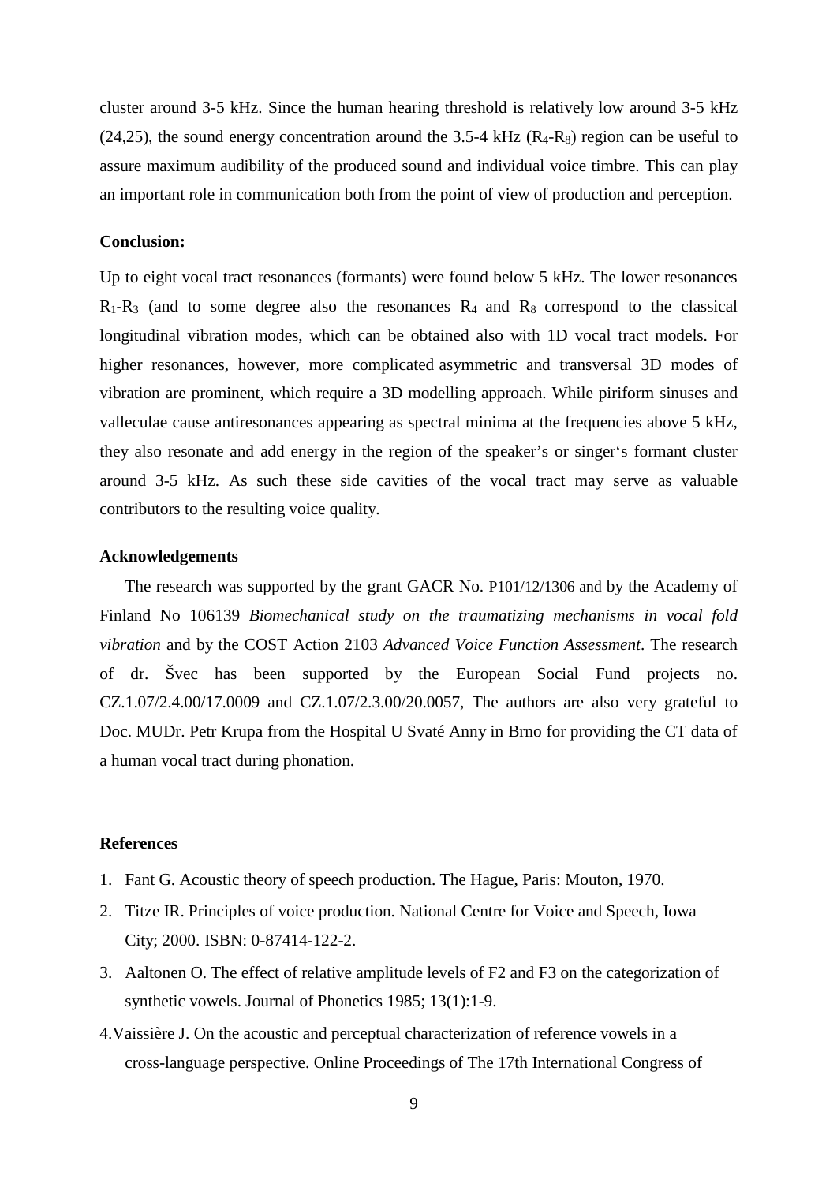cluster around 3-5 kHz. Since the human hearing threshold is relatively low around 3-5 kHz (24,25), the sound energy concentration around the 3.5-4 kHz ($R_4$-$R_8$) region can be useful to assure maximum audibility of the produced sound and individual voice timbre. This can play an important role in communication both from the point of view of production and perception.

**Conclusion:**

Up to eight vocal tract resonances (formants) were found below 5 kHz. The lower resonances $R_1$-$R_3$ (and to some degree also the resonances $R_4$ and $R_8$ correspond to the classical longitudinal vibration modes, which can be obtained also with 1D vocal tract models. For higher resonances, however, more complicated asymmetric and transversal 3D modes of vibration are prominent, which require a 3D modelling approach. While piriform sinuses and valleculae cause antiresonances appearing as spectral minima at the frequencies above 5 kHz, they also resonate and add energy in the region of the speaker's or singer's formant cluster around 3-5 kHz. As such these side cavities of the vocal tract may serve as valuable contributors to the resulting voice quality.

**Acknowledgements**

The research was supported by the grant GACR No. P101/12/1306 and by the Academy of Finland No 106139 *Biomechanical study on the traumatizing mechanisms in vocal fold vibration* and by the COST Action 2103 *Advanced Voice Function Assessment*. The research of dr. Švec has been supported by the European Social Fund projects no. CZ.1.07/2.4.00/17.0009 and CZ.1.07/2.3.00/20.0057, The authors are also very grateful to Doc. MUDr. Petr Krupa from the Hospital U Svaté Anny in Brno for providing the CT data of a human vocal tract during phonation.

**References**

1. Fant G. Acoustic theory of speech production. The Hague, Paris: Mouton, 1970.
2. Titze IR. Principles of voice production. National Centre for Voice and Speech, Iowa City; 2000. ISBN: 0-87414-122-2.
3. Aaltonen O. The effect of relative amplitude levels of F2 and F3 on the categorization of synthetic vowels. Journal of Phonetics 1985; 13(1):1-9.
4. Vaissière J. On the acoustic and perceptual characterization of reference vowels in a cross-language perspective. Online Proceedings of The 17th International Congress of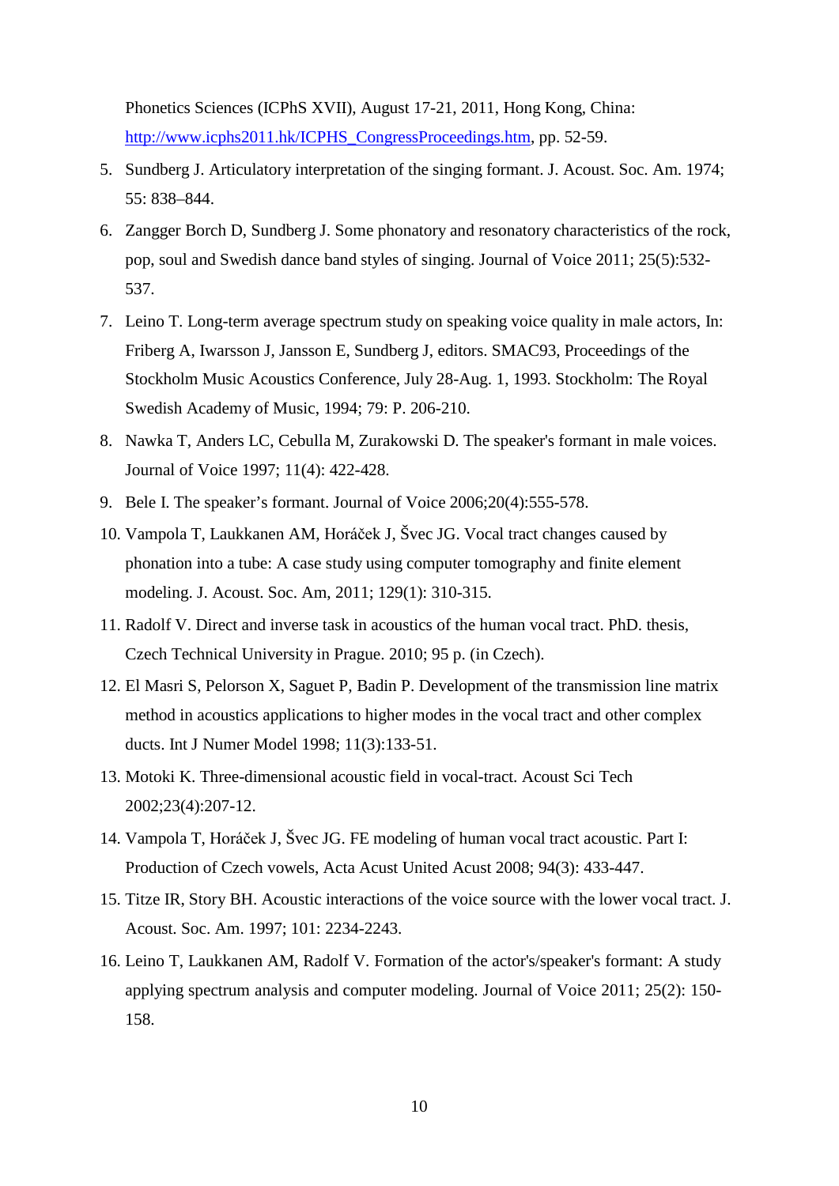Phonetics Sciences (ICPhS XVII), August 17-21, 2011, Hong Kong, China: [http://www.icphs2011.hk/ICPHS_CongressProceedings.htm](http://www.icphs2011.hk/ICPHS_CongressProceedings.htm), pp. 52-59.

5. Sundberg J. Articulatory interpretation of the singing formant. J. Acoust. Soc. Am. 1974; 55: 838–844.
6. Zangger Borch D, Sundberg J. Some phonatory and resonatory characteristics of the rock, pop, soul and Swedish dance band styles of singing. Journal of Voice 2011; 25(5):532-537.
7. Leino T. Long-term average spectrum study on speaking voice quality in male actors, In: Friberg A, Iwarsson J, Jansson E, Sundberg J, editors. SMAC93, Proceedings of the Stockholm Music Acoustics Conference, July 28-Aug. 1, 1993. Stockholm: The Royal Swedish Academy of Music, 1994; 79: P. 206-210.
8. Nawka T, Anders LC, Cebulla M, Zurakowski D. The speaker's formant in male voices. Journal of Voice 1997; 11(4): 422-428.
9. Bele I. The speaker's formant. Journal of Voice 2006;20(4):555-578.
10. Vampola T, Laukkanen AM, Horáček J, Švec JG. Vocal tract changes caused by phonation into a tube: A case study using computer tomography and finite element modeling. J. Acoust. Soc. Am, 2011; 129(1): 310-315.
11. Radolf V. Direct and inverse task in acoustics of the human vocal tract. PhD. thesis, Czech Technical University in Prague. 2010; 95 p. (in Czech).
12. El Masri S, Pelorson X, Saguet P, Badin P. Development of the transmission line matrix method in acoustics applications to higher modes in the vocal tract and other complex ducts. Int J Numer Model 1998; 11(3):133-51.
13. Motoki K. Three-dimensional acoustic field in vocal-tract. Acoust Sci Tech 2002;23(4):207-12.
14. Vampola T, Horáček J, Švec JG. FE modeling of human vocal tract acoustic. Part I: Production of Czech vowels, Acta Acust United Acust 2008; 94(3): 433-447.
15. Titze IR, Story BH. Acoustic interactions of the voice source with the lower vocal tract. J. Acoust. Soc. Am. 1997; 101: 2234-2243.
16. Leino T, Laukkanen AM, Radolf V. Formation of the actor's/speaker's formant: A study applying spectrum analysis and computer modeling. Journal of Voice 2011; 25(2): 150-158.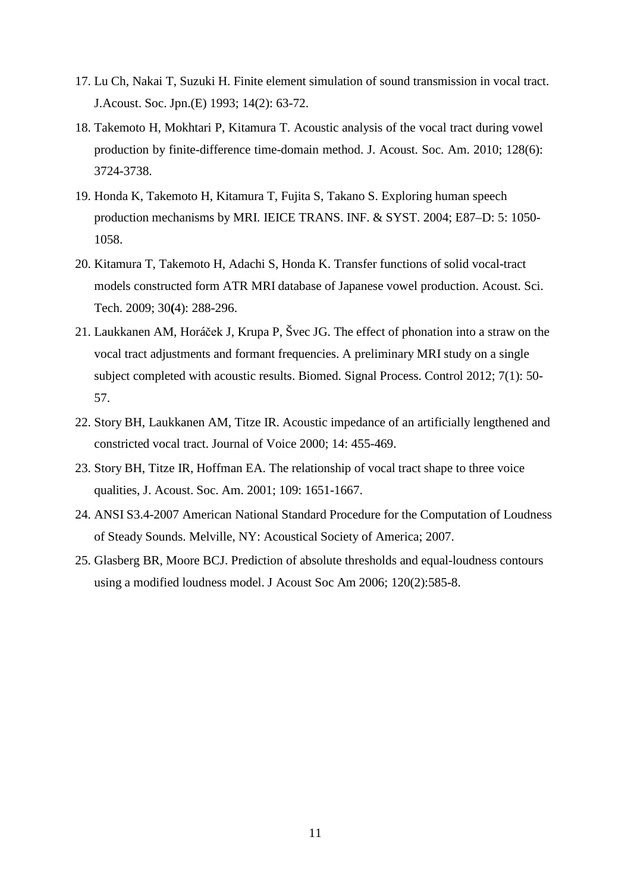17. Lu Ch, Nakai T, Suzuki H. Finite element simulation of sound transmission in vocal tract. J.Acoust. Soc. Jpn.(E) 1993; 14(2): 63-72.
18. Takemoto H, Mokhtari P, Kitamura T. Acoustic analysis of the vocal tract during vowel production by finite-difference time-domain method. J. Acoust. Soc. Am. 2010; 128(6): 3724-3738.
19. Honda K, Takemoto H, Kitamura T, Fujita S, Takano S. Exploring human speech production mechanisms by MRI. IEICE TRANS. INF. & SYST. 2004; E87–D: 5: 1050-1058.
20. Kitamura T, Takemoto H, Adachi S, Honda K. Transfer functions of solid vocal-tract models constructed form ATR MRI database of Japanese vowel production. Acoust. Sci. Tech. 2009; 30(4): 288-296.
21. Laukkanen AM, Horáček J, Krupa P, Švec JG. The effect of phonation into a straw on the vocal tract adjustments and formant frequencies. A preliminary MRI study on a single subject completed with acoustic results. Biomed. Signal Process. Control 2012; 7(1): 50-57.
22. Story BH, Laukkanen AM, Titze IR. Acoustic impedance of an artificially lengthened and constricted vocal tract. Journal of Voice 2000; 14: 455-469.
23. Story BH, Titze IR, Hoffman EA. The relationship of vocal tract shape to three voice qualities, J. Acoust. Soc. Am. 2001; 109: 1651-1667.
24. ANSI S3.4-2007 American National Standard Procedure for the Computation of Loudness of Steady Sounds. Melville, NY: Acoustical Society of America; 2007.
25. Glasberg BR, Moore BCJ. Prediction of absolute thresholds and equal-loudness contours using a modified loudness model. J Acoust Soc Am 2006; 120(2):585-8.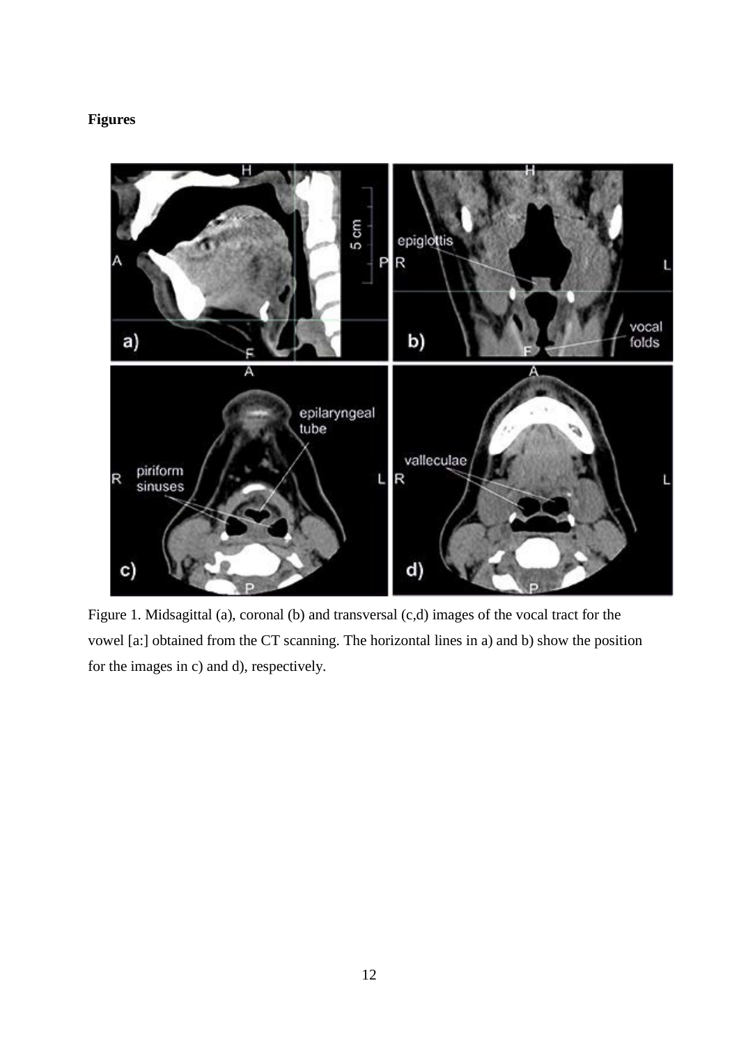**Figures**

Figure 1. Midsagittal (a), coronal (b) and transversal (c,d) images of the vocal tract for the vowel [a:] obtained from the CT scanning. The horizontal lines in a) and b) show the position for the images in c) and d), respectively.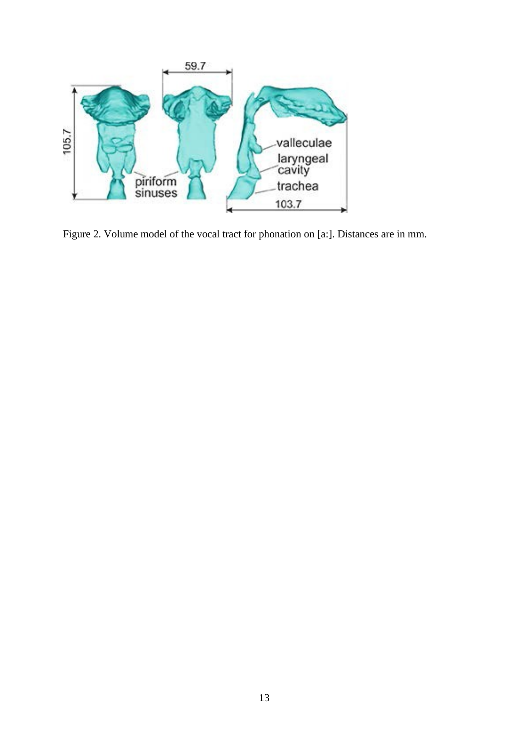Figure 2. Volume model of the vocal tract for phonation on [a:]. Distances are in mm.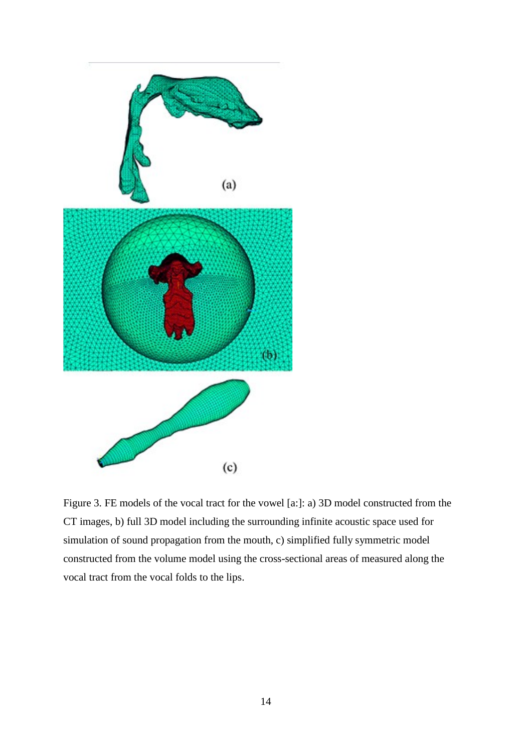Figure 3. FE models of the vocal tract for the vowel [a:]: a) 3D model constructed from the CT images, b) full 3D model including the surrounding infinite acoustic space used for simulation of sound propagation from the mouth, c) simplified fully symmetric model constructed from the volume model using the cross-sectional areas of measured along the vocal tract from the vocal folds to the lips.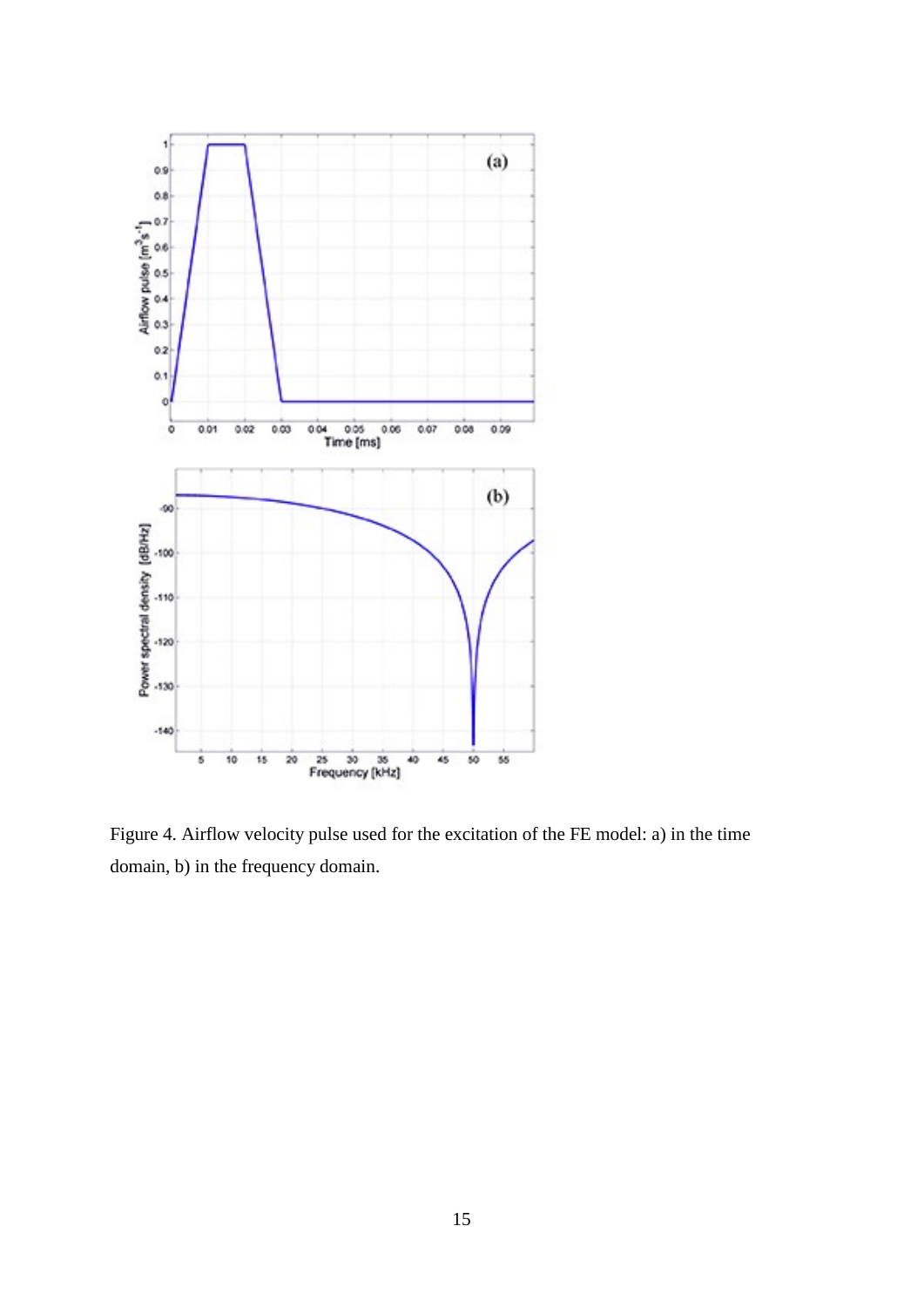Figure 4. Airflow velocity pulse used for the excitation of the FE model: a) in the time domain, b) in the frequency domain.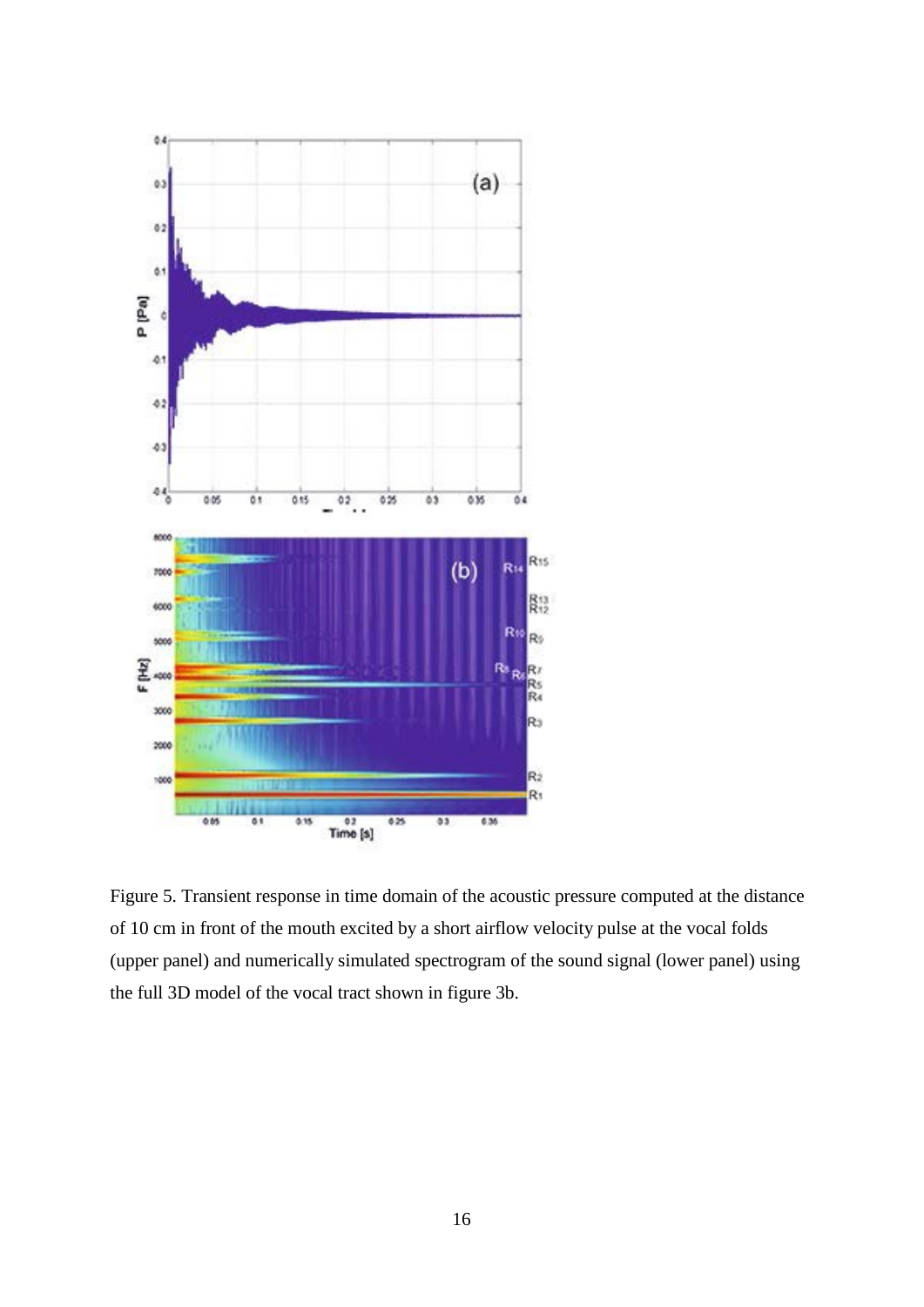Figure 5. Transient response in time domain of the acoustic pressure computed at the distance of 10 cm in front of the mouth excited by a short airflow velocity pulse at the vocal folds (upper panel) and numerically simulated spectrogram of the sound signal (lower panel) using the full 3D model of the vocal tract shown in figure 3b.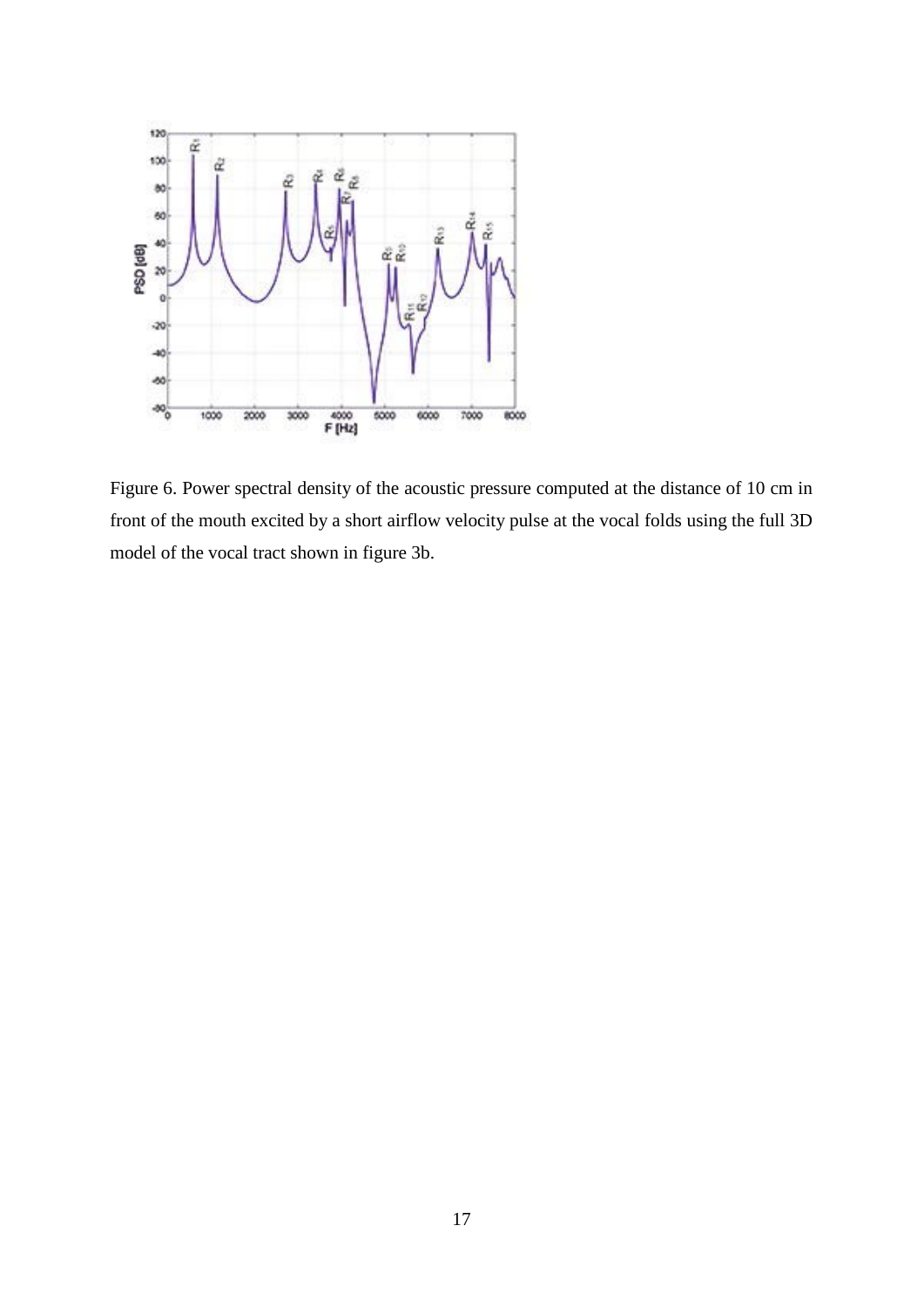Figure 6. Power spectral density of the acoustic pressure computed at the distance of 10 cm in front of the mouth excited by a short airflow velocity pulse at the vocal folds using the full 3D model of the vocal tract shown in figure 3b.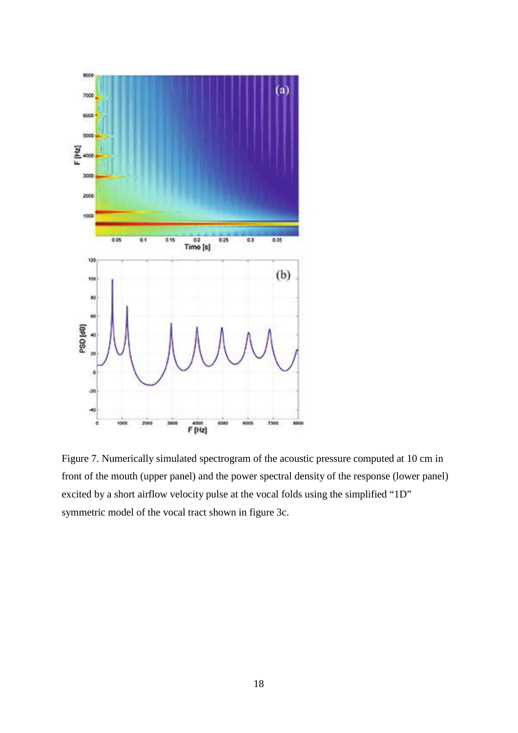Figure 7. Numerically simulated spectrogram of the acoustic pressure computed at 10 cm in front of the mouth (upper panel) and the power spectral density of the response (lower panel) excited by a short airflow velocity pulse at the vocal folds using the simplified "1D" symmetric model of the vocal tract shown in figure 3c.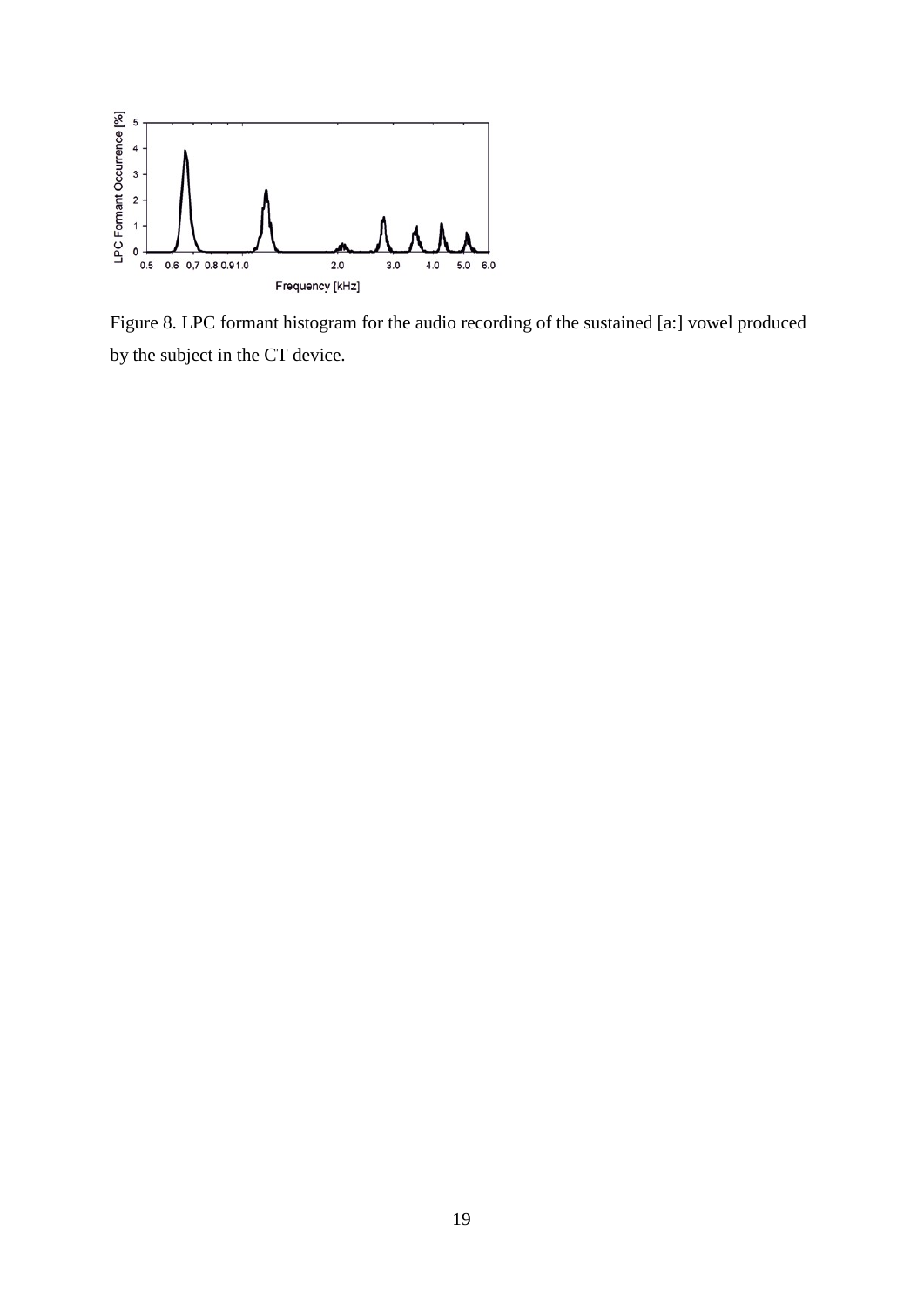Figure 8. LPC formant histogram for the audio recording of the sustained [a:] vowel produced by the subject in the CT device.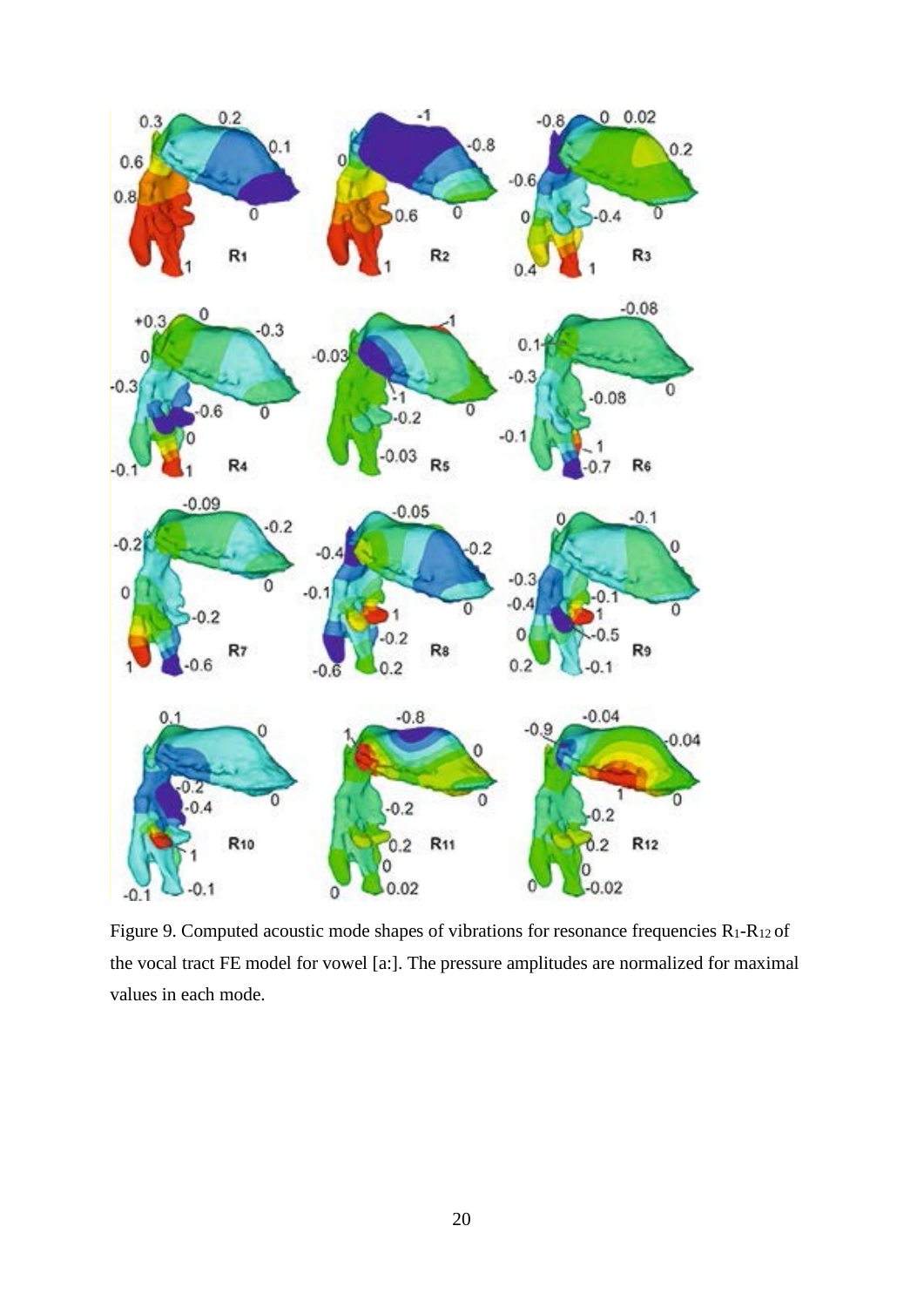Figure 9. Computed acoustic mode shapes of vibrations for resonance frequencies $R_1$-$R_{12}$ of the vocal tract FE model for vowel [a:]. The pressure amplitudes are normalized for maximal values in each mode.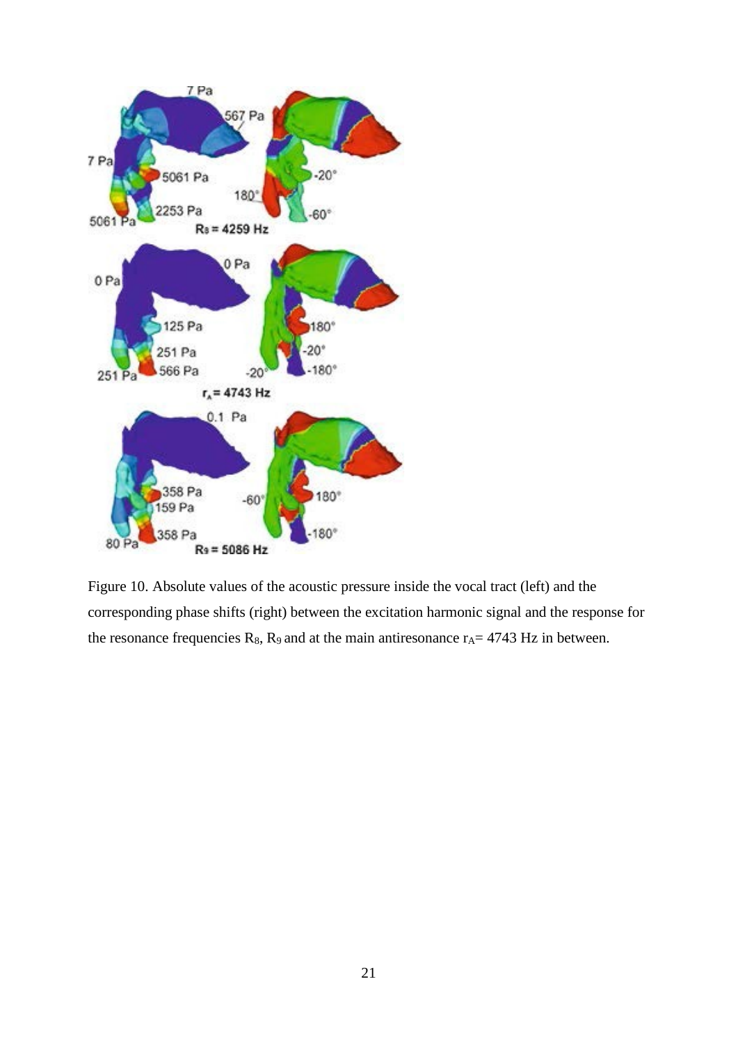Figure 10. Absolute values of the acoustic pressure inside the vocal tract (left) and the corresponding phase shifts (right) between the excitation harmonic signal and the response for the resonance frequencies $R_8$, $R_9$ and at the main antiresonance $r_A$= 4743 Hz in between.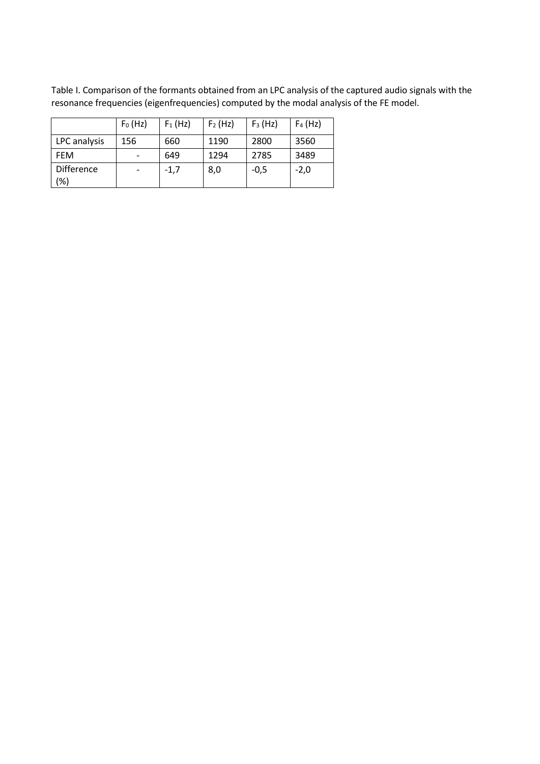Table I. Comparison of the formants obtained from an LPC analysis of the captured audio signals with the resonance frequencies (eigenfrequencies) computed by the modal analysis of the FE model.

| | $F_0$ (Hz) | $F_1$ (Hz) | $F_2$ (Hz) | $F_3$ (Hz) | $F_4$ (Hz) |
|---|---|---|---|---|---|
| LPC analysis | 156 | 660 | 1190 | 2800 | 3560 |
| FEM | - | 649 | 1294 | 2785 | 3489 |
| Difference (%) | - | -1,7 | 8,0 | -0,5 | -2,0 |